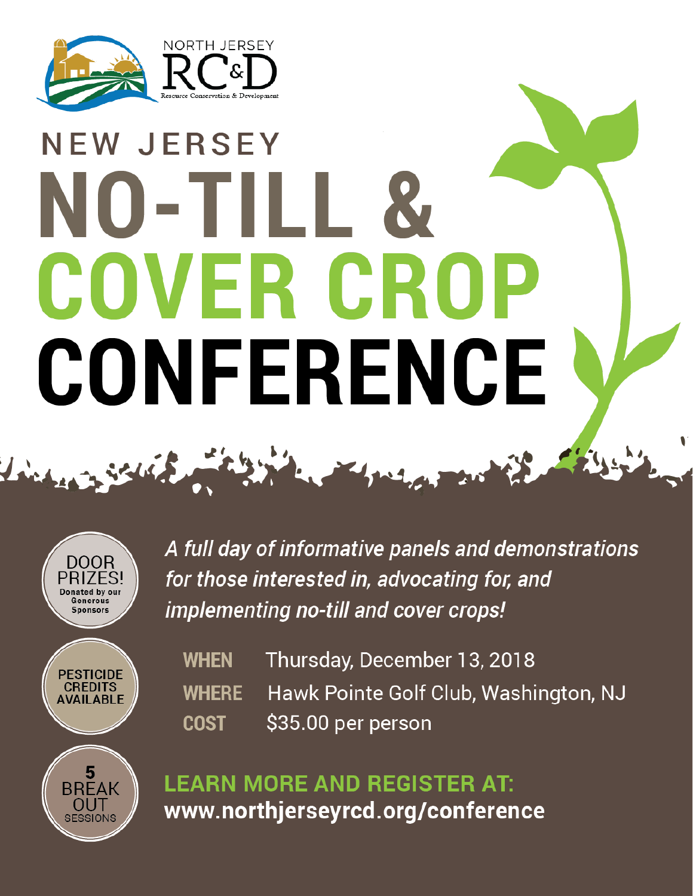NORTH JERSEY RC&D

Resource Conservation & Development

# NEW JERSEY NO-TILL & COVER CROP CONFERENCE

DOOR PRIZES! Donated by our Generous Sponsors

PESTICIDE CREDITS AVAILABLE

5 BREAK OUT SESSIONS

*A full day of informative panels and demonstrations for those interested in, advocating for, and implementing no-till and cover crops!*

**WHEN** Thursday, December 13, 2018

**WHERE** Hawk Pointe Golf Club, Washington, NJ

**COST** $35.00 per person

**LEARN MORE AND REGISTER AT:**
**www.northjerseyrcd.org/conference**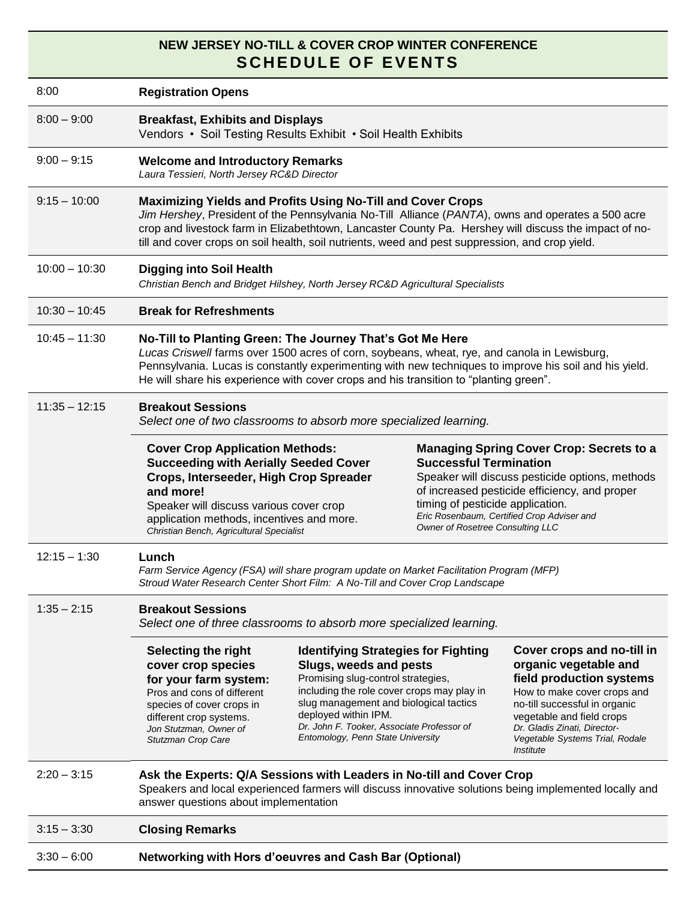# NEW JERSEY NO-TILL & COVER CROP WINTER CONFERENCE

## SCHEDULE OF EVENTS

| | |
|---|---|
| 8:00 | **Registration Opens** |
| 8:00 – 9:00 | **Breakfast, Exhibits and Displays**<br>Vendors • Soil Testing Results Exhibit • Soil Health Exhibits |
| 9:00 – 9:15 | **Welcome and Introductory Remarks**<br>*Laura Tessieri, North Jersey RC&D Director* |
| 9:15 – 10:00 | **Maximizing Yields and Profits Using No-Till and Cover Crops**<br>*Jim Hershey*, President of the Pennsylvania No-Till Alliance (*PANTA*), owns and operates a 500 acre crop and livestock farm in Elizabethtown, Lancaster County Pa. Hershey will discuss the impact of no-till and cover crops on soil health, soil nutrients, weed and pest suppression, and crop yield. |
| 10:00 – 10:30 | **Digging into Soil Health**<br>*Christian Bench and Bridget Hilshey, North Jersey RC&D Agricultural Specialists* |
| 10:30 – 10:45 | **Break for Refreshments** |
| 10:45 – 11:30 | **No-Till to Planting Green: The Journey That's Got Me Here**<br>*Lucas Criswell* farms over 1500 acres of corn, soybeans, wheat, rye, and canola in Lewisburg, Pennsylvania. Lucas is constantly experimenting with new techniques to improve his soil and his yield. He will share his experience with cover crops and his transition to "planting green". |
| 11:35 – 12:15 | **Breakout Sessions**<br>*Select one of two classrooms to absorb more specialized learning.*<br><br>**Cover Crop Application Methods: Succeeding with Aerially Seeded Cover Crops, Interseeder, High Crop Spreader and more!**<br>Speaker will discuss various cover crop application methods, incentives and more.<br>*Christian Bench, Agricultural Specialist*<br><br>**Managing Spring Cover Crop: Secrets to a Successful Termination**<br>Speaker will discuss pesticide options, methods of increased pesticide efficiency, and proper timing of pesticide application.<br>*Eric Rosenbaum, Certified Crop Adviser and Owner of Rosetree Consulting LLC* |
| 12:15 – 1:30 | **Lunch**<br>*Farm Service Agency (FSA) will share program update on Market Facilitation Program (MFP)*<br>*Stroud Water Research Center Short Film: A No-Till and Cover Crop Landscape* |
| 1:35 – 2:15 | **Breakout Sessions**<br>*Select one of three classrooms to absorb more specialized learning.*<br><br>**Selecting the right cover crop species for your farm system:**<br>Pros and cons of different species of cover crops in different crop systems.<br>*Jon Stutzman, Owner of Stutzman Crop Care*<br><br>**Identifying Strategies for Fighting Slugs, weeds and pests**<br>Promising slug-control strategies, including the role cover crops may play in slug management and biological tactics deployed within IPM.<br>*Dr. John F. Tooker, Associate Professor of Entomology, Penn State University*<br><br>**Cover crops and no-till in organic vegetable and field production systems**<br>How to make cover crops and no-till successful in organic vegetable and field crops<br>*Dr. Gladis Zinati, Director-Vegetable Systems Trial, Rodale Institute* |
| 2:20 – 3:15 | **Ask the Experts: Q/A Sessions with Leaders in No-till and Cover Crop**<br>Speakers and local experienced farmers will discuss innovative solutions being implemented locally and answer questions about implementation |
| 3:15 – 3:30 | **Closing Remarks** |
| 3:30 – 6:00 | **Networking with Hors d'oeuvres and Cash Bar (Optional)** |